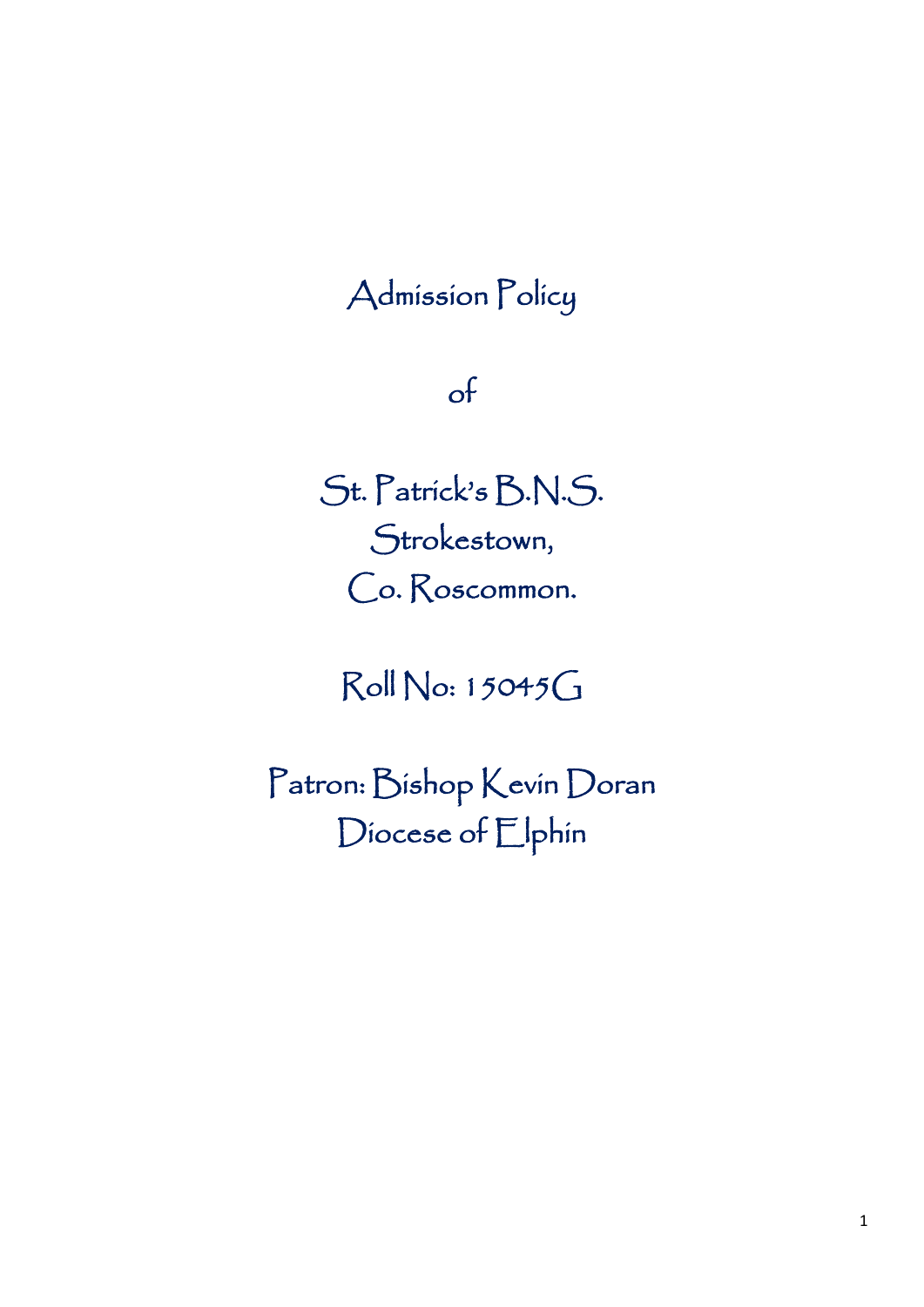# Admission Policy

of

St. Patrick's B.N.S.
Strokestown,
Co. Roscommon.

Roll No: 15045G

Patron: Bishop Kevin Doran
Diocese of Elphin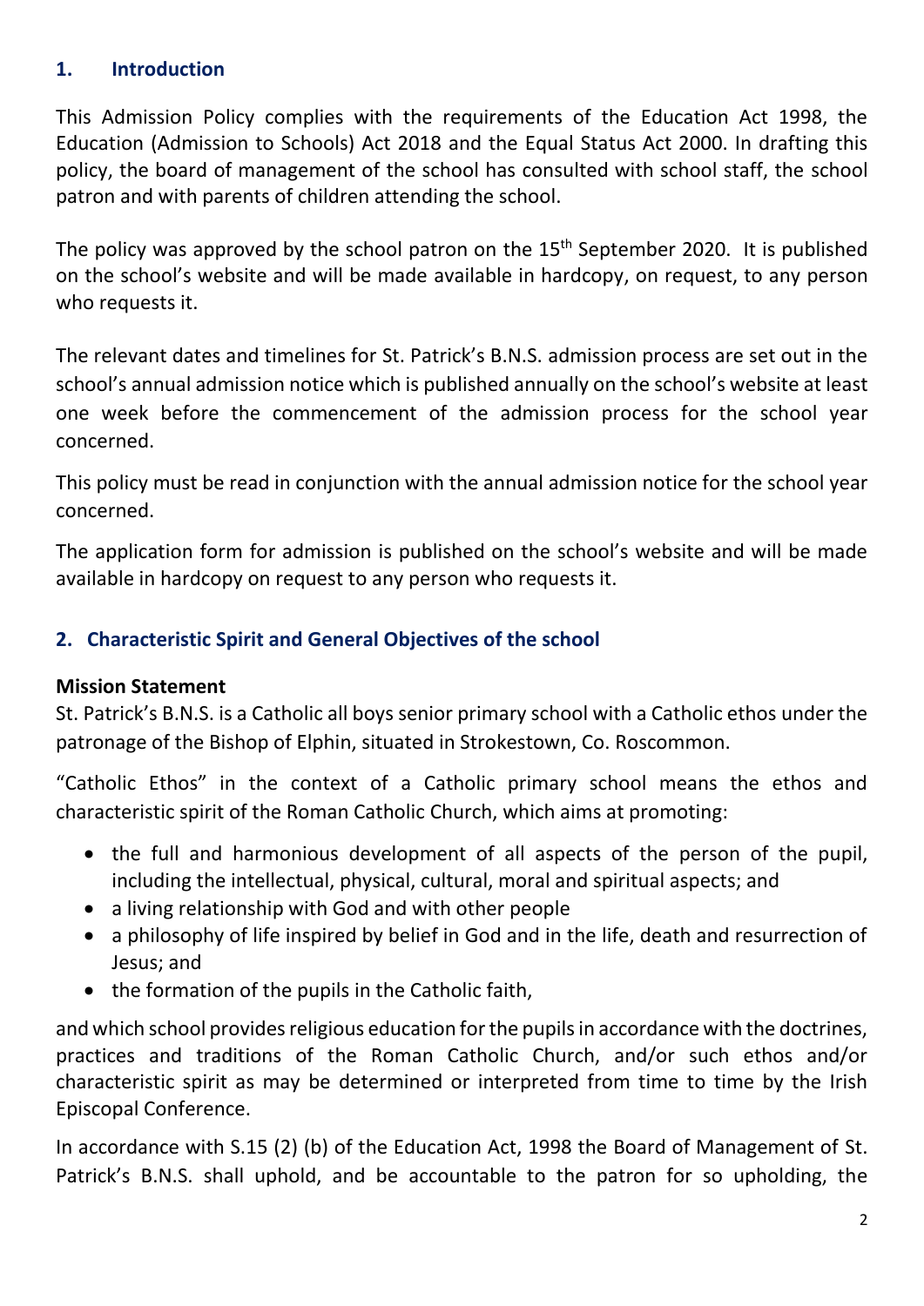## 1. Introduction

This Admission Policy complies with the requirements of the Education Act 1998, the Education (Admission to Schools) Act 2018 and the Equal Status Act 2000. In drafting this policy, the board of management of the school has consulted with school staff, the school patron and with parents of children attending the school.

The policy was approved by the school patron on the 15th September 2020. It is published on the school's website and will be made available in hardcopy, on request, to any person who requests it.

The relevant dates and timelines for St. Patrick's B.N.S. admission process are set out in the school's annual admission notice which is published annually on the school's website at least one week before the commencement of the admission process for the school year concerned.

This policy must be read in conjunction with the annual admission notice for the school year concerned.

The application form for admission is published on the school's website and will be made available in hardcopy on request to any person who requests it.

## 2. Characteristic Spirit and General Objectives of the school

**Mission Statement**

St. Patrick's B.N.S. is a Catholic all boys senior primary school with a Catholic ethos under the patronage of the Bishop of Elphin, situated in Strokestown, Co. Roscommon.

"Catholic Ethos" in the context of a Catholic primary school means the ethos and characteristic spirit of the Roman Catholic Church, which aims at promoting:

- the full and harmonious development of all aspects of the person of the pupil, including the intellectual, physical, cultural, moral and spiritual aspects; and
- a living relationship with God and with other people
- a philosophy of life inspired by belief in God and in the life, death and resurrection of Jesus; and
- the formation of the pupils in the Catholic faith,

and which school provides religious education for the pupils in accordance with the doctrines, practices and traditions of the Roman Catholic Church, and/or such ethos and/or characteristic spirit as may be determined or interpreted from time to time by the Irish Episcopal Conference.

In accordance with S.15 (2) (b) of the Education Act, 1998 the Board of Management of St. Patrick's B.N.S. shall uphold, and be accountable to the patron for so upholding, the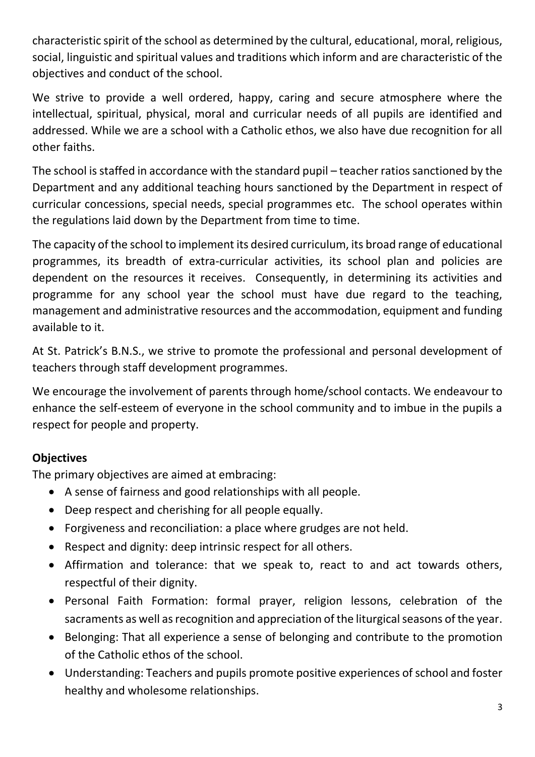characteristic spirit of the school as determined by the cultural, educational, moral, religious, social, linguistic and spiritual values and traditions which inform and are characteristic of the objectives and conduct of the school.

We strive to provide a well ordered, happy, caring and secure atmosphere where the intellectual, spiritual, physical, moral and curricular needs of all pupils are identified and addressed. While we are a school with a Catholic ethos, we also have due recognition for all other faiths.

The school is staffed in accordance with the standard pupil – teacher ratios sanctioned by the Department and any additional teaching hours sanctioned by the Department in respect of curricular concessions, special needs, special programmes etc. The school operates within the regulations laid down by the Department from time to time.

The capacity of the school to implement its desired curriculum, its broad range of educational programmes, its breadth of extra-curricular activities, its school plan and policies are dependent on the resources it receives. Consequently, in determining its activities and programme for any school year the school must have due regard to the teaching, management and administrative resources and the accommodation, equipment and funding available to it.

At St. Patrick's B.N.S., we strive to promote the professional and personal development of teachers through staff development programmes.

We encourage the involvement of parents through home/school contacts. We endeavour to enhance the self-esteem of everyone in the school community and to imbue in the pupils a respect for people and property.

**Objectives**

The primary objectives are aimed at embracing:

- A sense of fairness and good relationships with all people.
- Deep respect and cherishing for all people equally.
- Forgiveness and reconciliation: a place where grudges are not held.
- Respect and dignity: deep intrinsic respect for all others.
- Affirmation and tolerance: that we speak to, react to and act towards others, respectful of their dignity.
- Personal Faith Formation: formal prayer, religion lessons, celebration of the sacraments as well as recognition and appreciation of the liturgical seasons of the year.
- Belonging: That all experience a sense of belonging and contribute to the promotion of the Catholic ethos of the school.
- Understanding: Teachers and pupils promote positive experiences of school and foster healthy and wholesome relationships.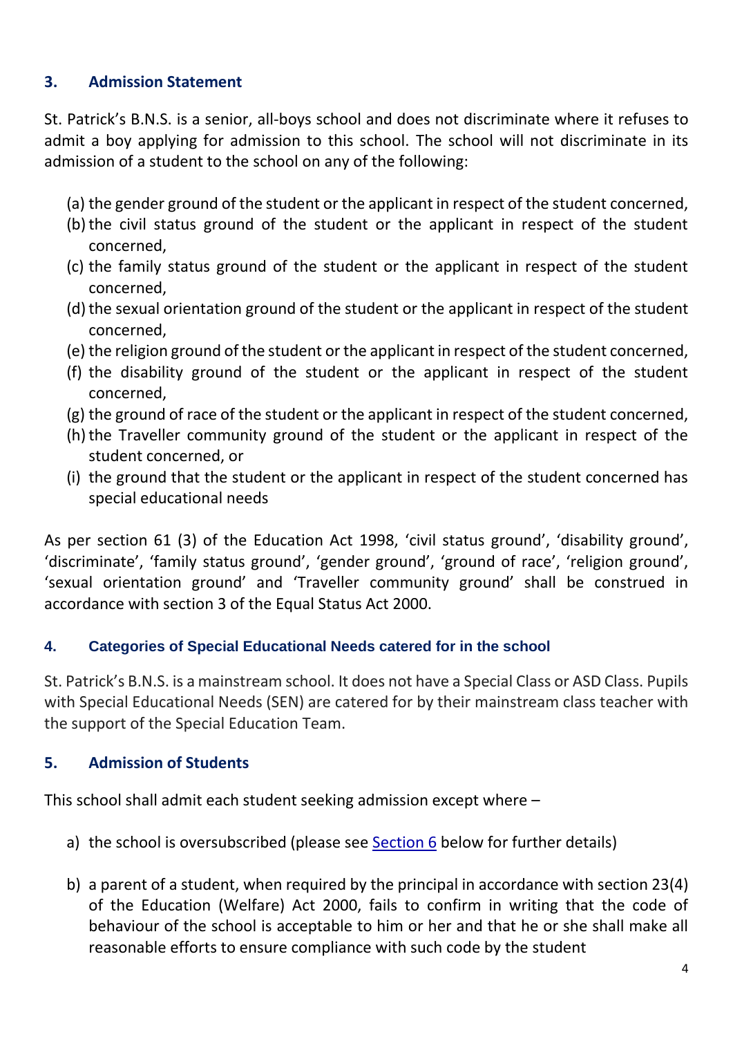## 3. Admission Statement

St. Patrick's B.N.S. is a senior, all-boys school and does not discriminate where it refuses to admit a boy applying for admission to this school. The school will not discriminate in its admission of a student to the school on any of the following:

(a) the gender ground of the student or the applicant in respect of the student concerned,
(b) the civil status ground of the student or the applicant in respect of the student concerned,
(c) the family status ground of the student or the applicant in respect of the student concerned,
(d) the sexual orientation ground of the student or the applicant in respect of the student concerned,
(e) the religion ground of the student or the applicant in respect of the student concerned,
(f) the disability ground of the student or the applicant in respect of the student concerned,
(g) the ground of race of the student or the applicant in respect of the student concerned,
(h) the Traveller community ground of the student or the applicant in respect of the student concerned, or
(i) the ground that the student or the applicant in respect of the student concerned has special educational needs

As per section 61 (3) of the Education Act 1998, 'civil status ground', 'disability ground', 'discriminate', 'family status ground', 'gender ground', 'ground of race', 'religion ground', 'sexual orientation ground' and 'Traveller community ground' shall be construed in accordance with section 3 of the Equal Status Act 2000.

## 4. Categories of Special Educational Needs catered for in the school

St. Patrick's B.N.S. is a mainstream school. It does not have a Special Class or ASD Class. Pupils with Special Educational Needs (SEN) are catered for by their mainstream class teacher with the support of the Special Education Team.

## 5. Admission of Students

This school shall admit each student seeking admission except where –

a) the school is oversubscribed (please see Section 6 below for further details)

b) a parent of a student, when required by the principal in accordance with section 23(4) of the Education (Welfare) Act 2000, fails to confirm in writing that the code of behaviour of the school is acceptable to him or her and that he or she shall make all reasonable efforts to ensure compliance with such code by the student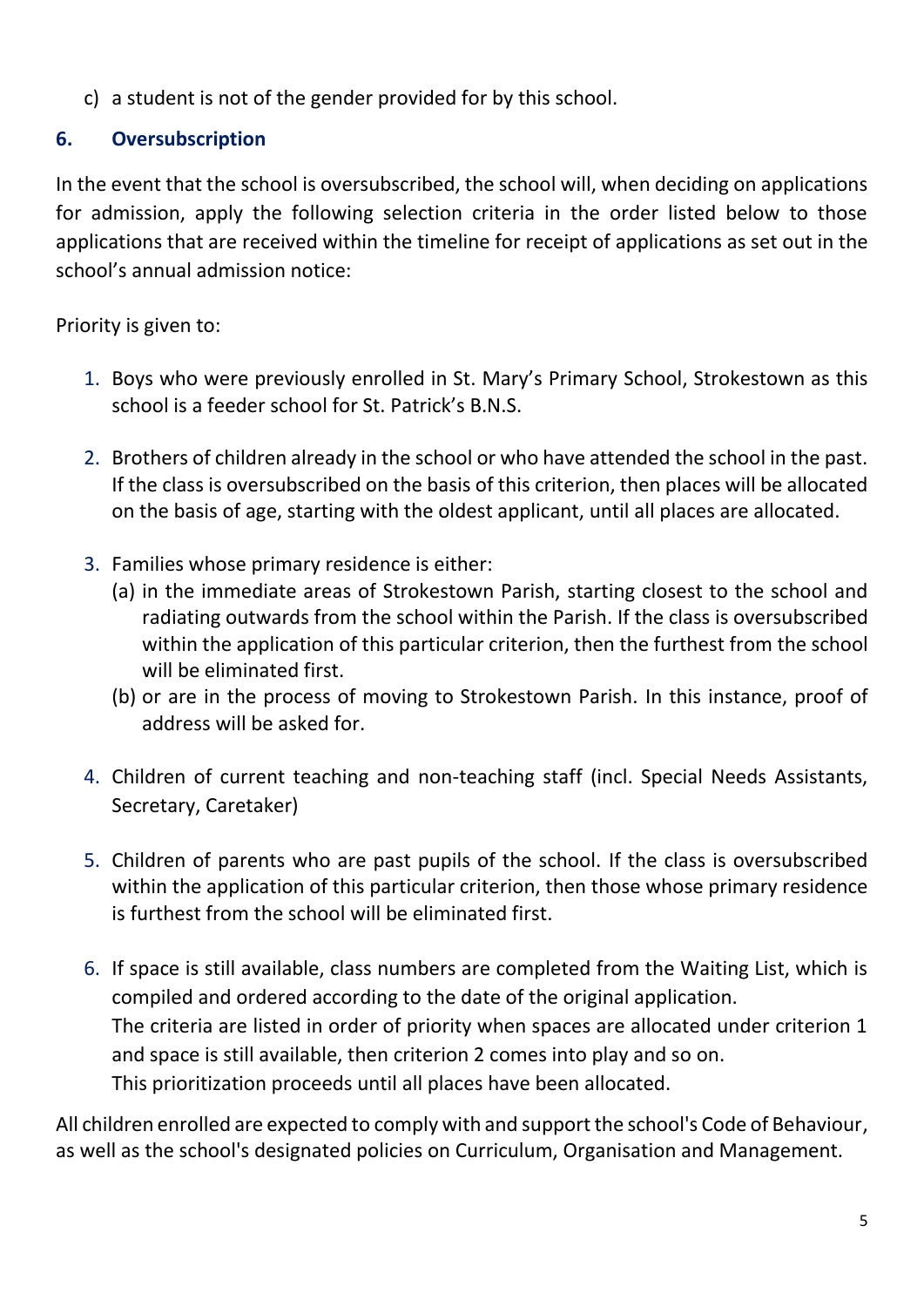c) a student is not of the gender provided for by this school.

## 6. Oversubscription

In the event that the school is oversubscribed, the school will, when deciding on applications for admission, apply the following selection criteria in the order listed below to those applications that are received within the timeline for receipt of applications as set out in the school's annual admission notice:

Priority is given to:

1. Boys who were previously enrolled in St. Mary's Primary School, Strokestown as this school is a feeder school for St. Patrick's B.N.S.

2. Brothers of children already in the school or who have attended the school in the past. If the class is oversubscribed on the basis of this criterion, then places will be allocated on the basis of age, starting with the oldest applicant, until all places are allocated.

3. Families whose primary residence is either:
   (a) in the immediate areas of Strokestown Parish, starting closest to the school and radiating outwards from the school within the Parish. If the class is oversubscribed within the application of this particular criterion, then the furthest from the school will be eliminated first.
   (b) or are in the process of moving to Strokestown Parish. In this instance, proof of address will be asked for.

4. Children of current teaching and non-teaching staff (incl. Special Needs Assistants, Secretary, Caretaker)

5. Children of parents who are past pupils of the school. If the class is oversubscribed within the application of this particular criterion, then those whose primary residence is furthest from the school will be eliminated first.

6. If space is still available, class numbers are completed from the Waiting List, which is compiled and ordered according to the date of the original application.
   The criteria are listed in order of priority when spaces are allocated under criterion 1 and space is still available, then criterion 2 comes into play and so on.
   This prioritization proceeds until all places have been allocated.

All children enrolled are expected to comply with and support the school's Code of Behaviour, as well as the school's designated policies on Curriculum, Organisation and Management.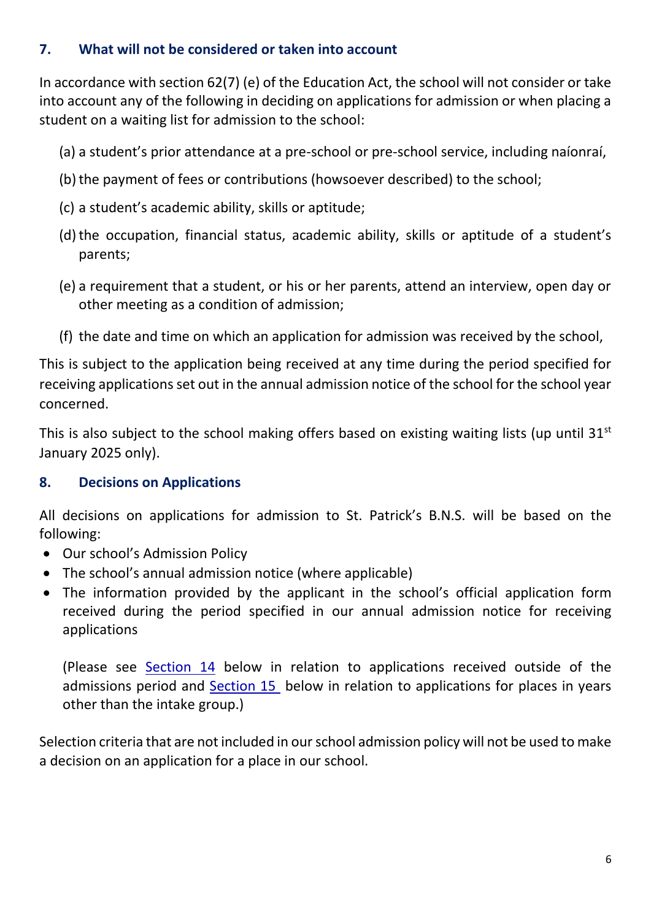## 7. What will not be considered or taken into account

In accordance with section 62(7) (e) of the Education Act, the school will not consider or take into account any of the following in deciding on applications for admission or when placing a student on a waiting list for admission to the school:

(a) a student's prior attendance at a pre-school or pre-school service, including naíonraí,

(b) the payment of fees or contributions (howsoever described) to the school;

(c) a student's academic ability, skills or aptitude;

(d) the occupation, financial status, academic ability, skills or aptitude of a student's parents;

(e) a requirement that a student, or his or her parents, attend an interview, open day or other meeting as a condition of admission;

(f) the date and time on which an application for admission was received by the school,

This is subject to the application being received at any time during the period specified for receiving applications set out in the annual admission notice of the school for the school year concerned.

This is also subject to the school making offers based on existing waiting lists (up until 31st January 2025 only).

## 8. Decisions on Applications

All decisions on applications for admission to St. Patrick's B.N.S. will be based on the following:

- Our school's Admission Policy
- The school's annual admission notice (where applicable)
- The information provided by the applicant in the school's official application form received during the period specified in our annual admission notice for receiving applications

  (Please see Section 14 below in relation to applications received outside of the admissions period and Section 15 below in relation to applications for places in years other than the intake group.)

Selection criteria that are not included in our school admission policy will not be used to make a decision on an application for a place in our school.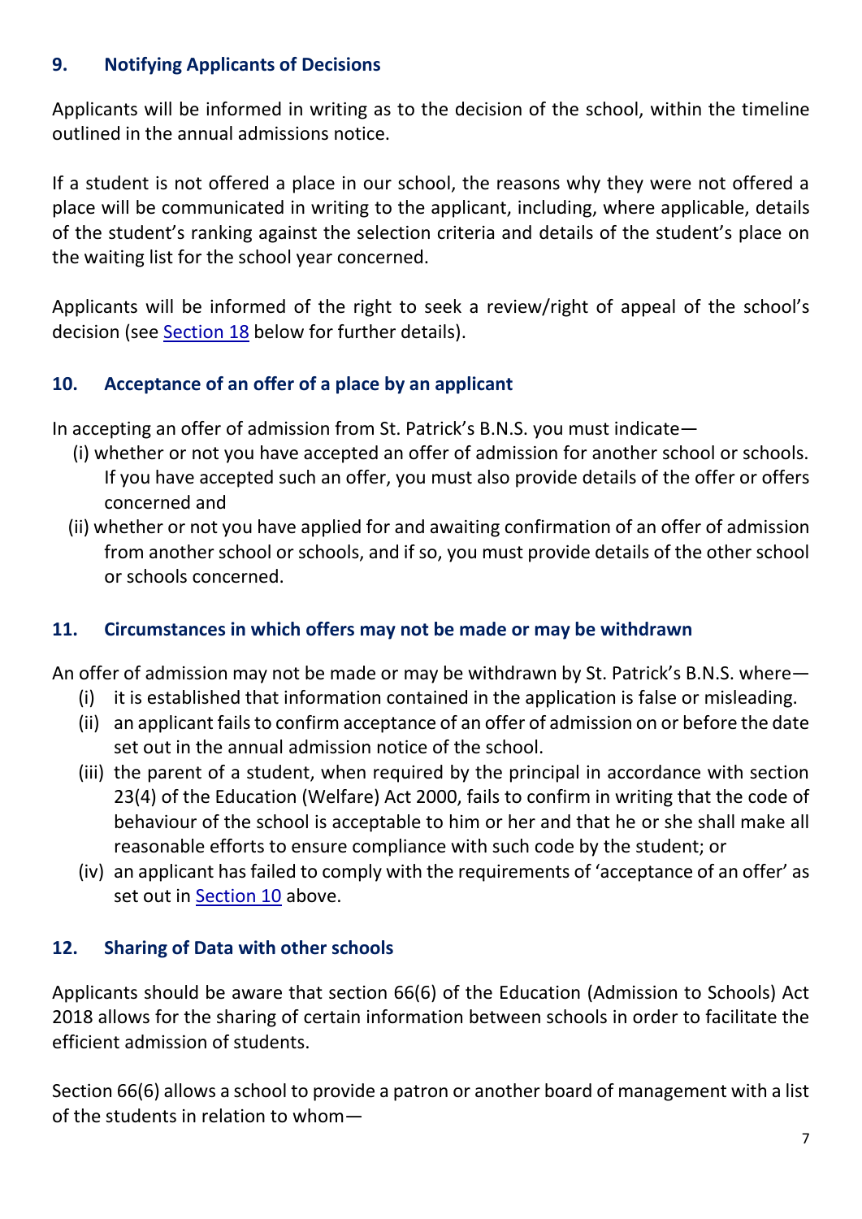## 9. Notifying Applicants of Decisions

Applicants will be informed in writing as to the decision of the school, within the timeline outlined in the annual admissions notice.

If a student is not offered a place in our school, the reasons why they were not offered a place will be communicated in writing to the applicant, including, where applicable, details of the student's ranking against the selection criteria and details of the student's place on the waiting list for the school year concerned.

Applicants will be informed of the right to seek a review/right of appeal of the school's decision (see Section 18 below for further details).

## 10. Acceptance of an offer of a place by an applicant

In accepting an offer of admission from St. Patrick's B.N.S. you must indicate—

(i) whether or not you have accepted an offer of admission for another school or schools. If you have accepted such an offer, you must also provide details of the offer or offers concerned and

(ii) whether or not you have applied for and awaiting confirmation of an offer of admission from another school or schools, and if so, you must provide details of the other school or schools concerned.

## 11. Circumstances in which offers may not be made or may be withdrawn

An offer of admission may not be made or may be withdrawn by St. Patrick's B.N.S. where—

(i) it is established that information contained in the application is false or misleading.

(ii) an applicant fails to confirm acceptance of an offer of admission on or before the date set out in the annual admission notice of the school.

(iii) the parent of a student, when required by the principal in accordance with section 23(4) of the Education (Welfare) Act 2000, fails to confirm in writing that the code of behaviour of the school is acceptable to him or her and that he or she shall make all reasonable efforts to ensure compliance with such code by the student; or

(iv) an applicant has failed to comply with the requirements of 'acceptance of an offer' as set out in Section 10 above.

## 12. Sharing of Data with other schools

Applicants should be aware that section 66(6) of the Education (Admission to Schools) Act 2018 allows for the sharing of certain information between schools in order to facilitate the efficient admission of students.

Section 66(6) allows a school to provide a patron or another board of management with a list of the students in relation to whom—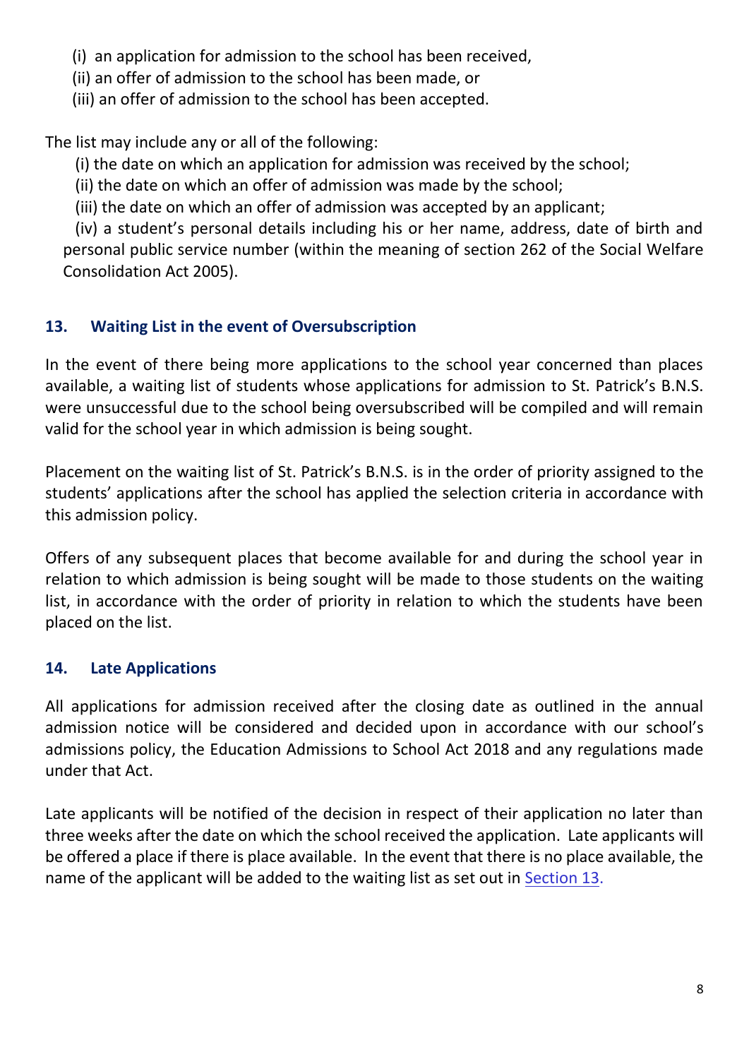(i) an application for admission to the school has been received,
(ii) an offer of admission to the school has been made, or
(iii) an offer of admission to the school has been accepted.

The list may include any or all of the following:

(i) the date on which an application for admission was received by the school;
(ii) the date on which an offer of admission was made by the school;
(iii) the date on which an offer of admission was accepted by an applicant;
(iv) a student's personal details including his or her name, address, date of birth and personal public service number (within the meaning of section 262 of the Social Welfare Consolidation Act 2005).

### 13. Waiting List in the event of Oversubscription

In the event of there being more applications to the school year concerned than places available, a waiting list of students whose applications for admission to St. Patrick's B.N.S. were unsuccessful due to the school being oversubscribed will be compiled and will remain valid for the school year in which admission is being sought.

Placement on the waiting list of St. Patrick's B.N.S. is in the order of priority assigned to the students' applications after the school has applied the selection criteria in accordance with this admission policy.

Offers of any subsequent places that become available for and during the school year in relation to which admission is being sought will be made to those students on the waiting list, in accordance with the order of priority in relation to which the students have been placed on the list.

### 14. Late Applications

All applications for admission received after the closing date as outlined in the annual admission notice will be considered and decided upon in accordance with our school's admissions policy, the Education Admissions to School Act 2018 and any regulations made under that Act.

Late applicants will be notified of the decision in respect of their application no later than three weeks after the date on which the school received the application. Late applicants will be offered a place if there is place available. In the event that there is no place available, the name of the applicant will be added to the waiting list as set out in Section 13.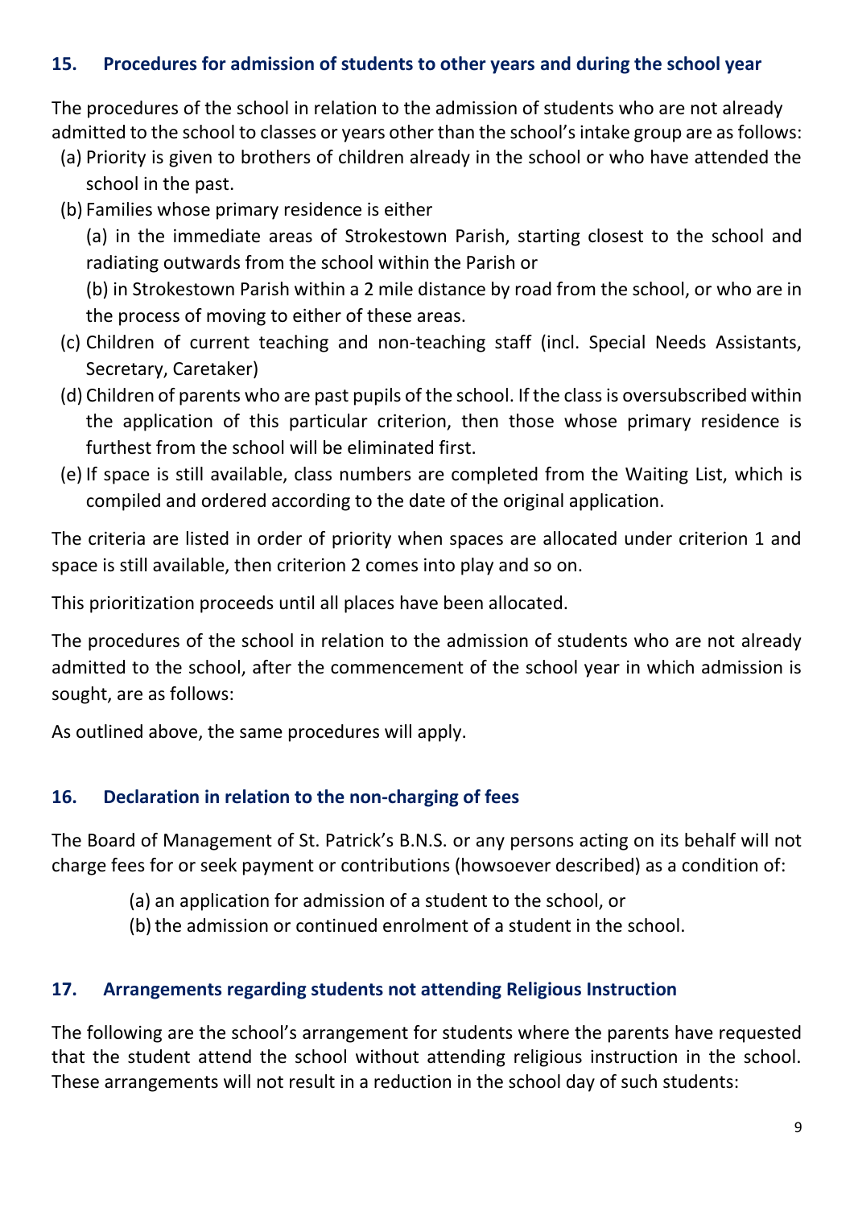## 15. Procedures for admission of students to other years and during the school year

The procedures of the school in relation to the admission of students who are not already admitted to the school to classes or years other than the school's intake group are as follows:

(a) Priority is given to brothers of children already in the school or who have attended the school in the past.

(b) Families whose primary residence is either

(a) in the immediate areas of Strokestown Parish, starting closest to the school and radiating outwards from the school within the Parish or

(b) in Strokestown Parish within a 2 mile distance by road from the school, or who are in the process of moving to either of these areas.

(c) Children of current teaching and non-teaching staff (incl. Special Needs Assistants, Secretary, Caretaker)

(d) Children of parents who are past pupils of the school. If the class is oversubscribed within the application of this particular criterion, then those whose primary residence is furthest from the school will be eliminated first.

(e) If space is still available, class numbers are completed from the Waiting List, which is compiled and ordered according to the date of the original application.

The criteria are listed in order of priority when spaces are allocated under criterion 1 and space is still available, then criterion 2 comes into play and so on.

This prioritization proceeds until all places have been allocated.

The procedures of the school in relation to the admission of students who are not already admitted to the school, after the commencement of the school year in which admission is sought, are as follows:

As outlined above, the same procedures will apply.

## 16. Declaration in relation to the non-charging of fees

The Board of Management of St. Patrick's B.N.S. or any persons acting on its behalf will not charge fees for or seek payment or contributions (howsoever described) as a condition of:

(a) an application for admission of a student to the school, or

(b) the admission or continued enrolment of a student in the school.

## 17. Arrangements regarding students not attending Religious Instruction

The following are the school's arrangement for students where the parents have requested that the student attend the school without attending religious instruction in the school. These arrangements will not result in a reduction in the school day of such students: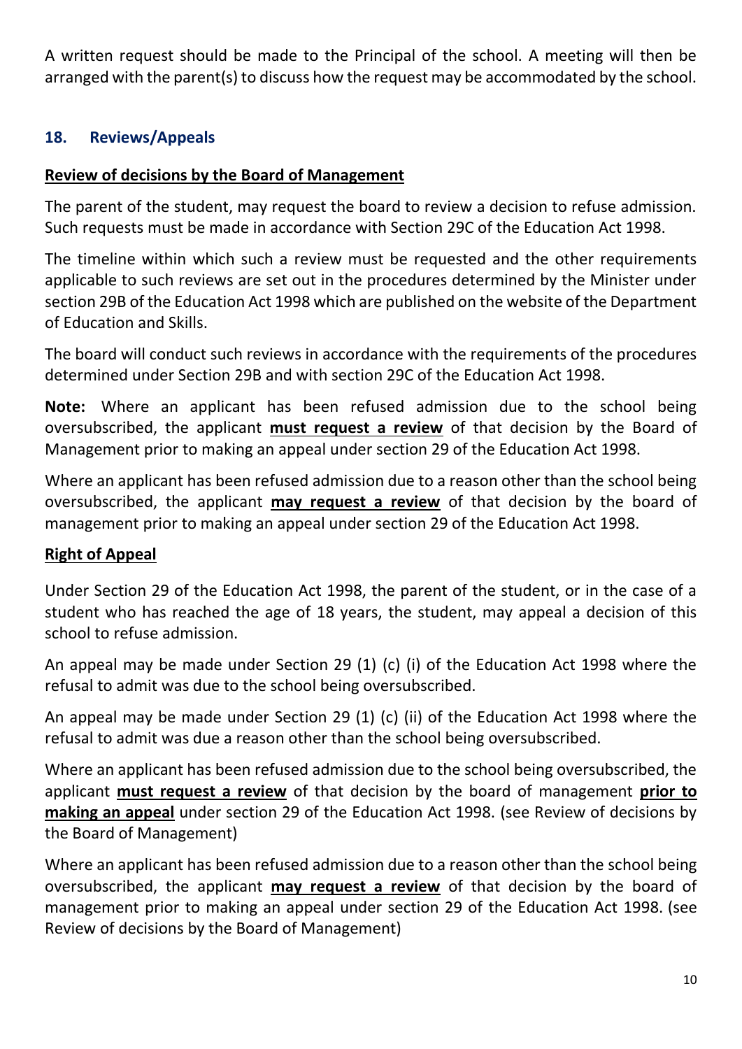A written request should be made to the Principal of the school. A meeting will then be arranged with the parent(s) to discuss how the request may be accommodated by the school.

## 18. Reviews/Appeals

**Review of decisions by the Board of Management**

The parent of the student, may request the board to review a decision to refuse admission. Such requests must be made in accordance with Section 29C of the Education Act 1998.

The timeline within which such a review must be requested and the other requirements applicable to such reviews are set out in the procedures determined by the Minister under section 29B of the Education Act 1998 which are published on the website of the Department of Education and Skills.

The board will conduct such reviews in accordance with the requirements of the procedures determined under Section 29B and with section 29C of the Education Act 1998.

**Note:** Where an applicant has been refused admission due to the school being oversubscribed, the applicant **must request a review** of that decision by the Board of Management prior to making an appeal under section 29 of the Education Act 1998.

Where an applicant has been refused admission due to a reason other than the school being oversubscribed, the applicant **may request a review** of that decision by the board of management prior to making an appeal under section 29 of the Education Act 1998.

**Right of Appeal**

Under Section 29 of the Education Act 1998, the parent of the student, or in the case of a student who has reached the age of 18 years, the student, may appeal a decision of this school to refuse admission.

An appeal may be made under Section 29 (1) (c) (i) of the Education Act 1998 where the refusal to admit was due to the school being oversubscribed.

An appeal may be made under Section 29 (1) (c) (ii) of the Education Act 1998 where the refusal to admit was due a reason other than the school being oversubscribed.

Where an applicant has been refused admission due to the school being oversubscribed, the applicant **must request a review** of that decision by the board of management **prior to making an appeal** under section 29 of the Education Act 1998. (see Review of decisions by the Board of Management)

Where an applicant has been refused admission due to a reason other than the school being oversubscribed, the applicant **may request a review** of that decision by the board of management prior to making an appeal under section 29 of the Education Act 1998. (see Review of decisions by the Board of Management)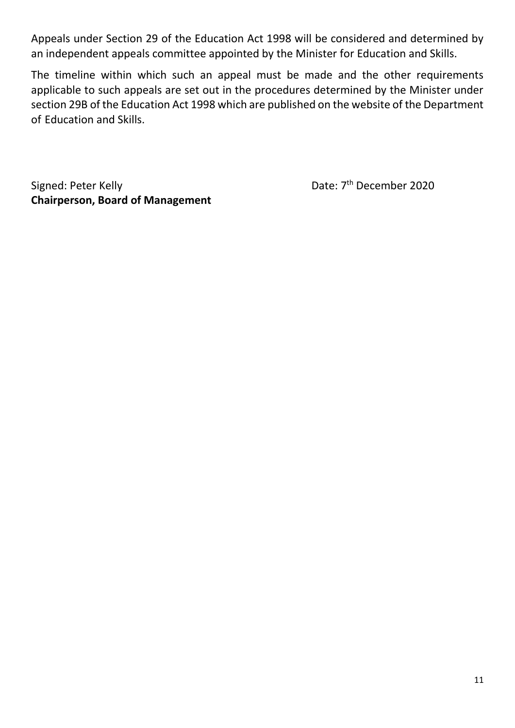Appeals under Section 29 of the Education Act 1998 will be considered and determined by an independent appeals committee appointed by the Minister for Education and Skills.

The timeline within which such an appeal must be made and the other requirements applicable to such appeals are set out in the procedures determined by the Minister under section 29B of the Education Act 1998 which are published on the website of the Department of Education and Skills.

Signed: Peter Kelly  Date: 7th December 2020

**Chairperson, Board of Management**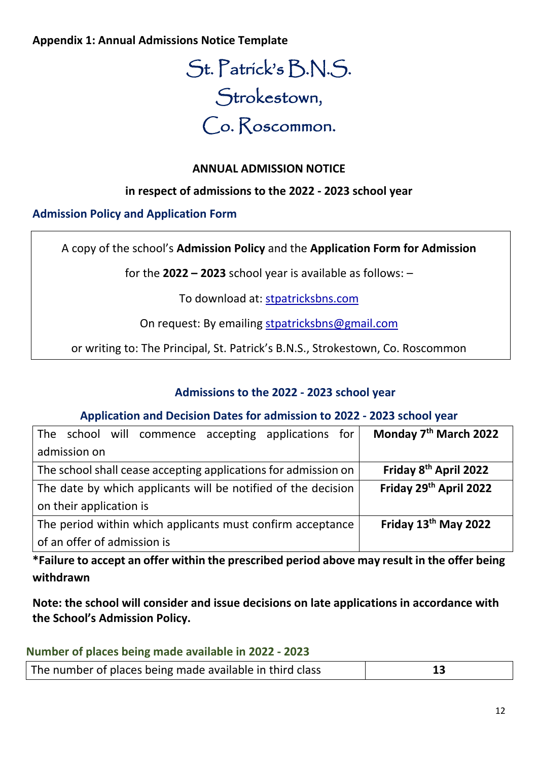**Appendix 1: Annual Admissions Notice Template**

# St. Patrick's B.N.S.
# Strokestown,
# Co. Roscommon.

## ANNUAL ADMISSION NOTICE

### in respect of admissions to the 2022 - 2023 school year

### Admission Policy and Application Form

A copy of the school's **Admission Policy** and the **Application Form for Admission** for the **2022 – 2023** school year is available as follows: –

To download at: stpatricksbns.com

On request: By emailing stpatricksbns@gmail.com

or writing to: The Principal, St. Patrick's B.N.S., Strokestown, Co. Roscommon

### Admissions to the 2022 - 2023 school year

### Application and Decision Dates for admission to 2022 - 2023 school year

| | |
|---|---|
| The school will commence accepting applications for admission on | **Monday 7th March 2022** |
| The school shall cease accepting applications for admission on | **Friday 8th April 2022** |
| The date by which applicants will be notified of the decision on their application is | **Friday 29th April 2022** |
| The period within which applicants must confirm acceptance of an offer of admission is | **Friday 13th May 2022** |

***Failure to accept an offer within the prescribed period above may result in the offer being withdrawn**

**Note: the school will consider and issue decisions on late applications in accordance with the School's Admission Policy.**

### Number of places being made available in 2022 - 2023

| | |
|---|---|
| The number of places being made available in third class | **13** |